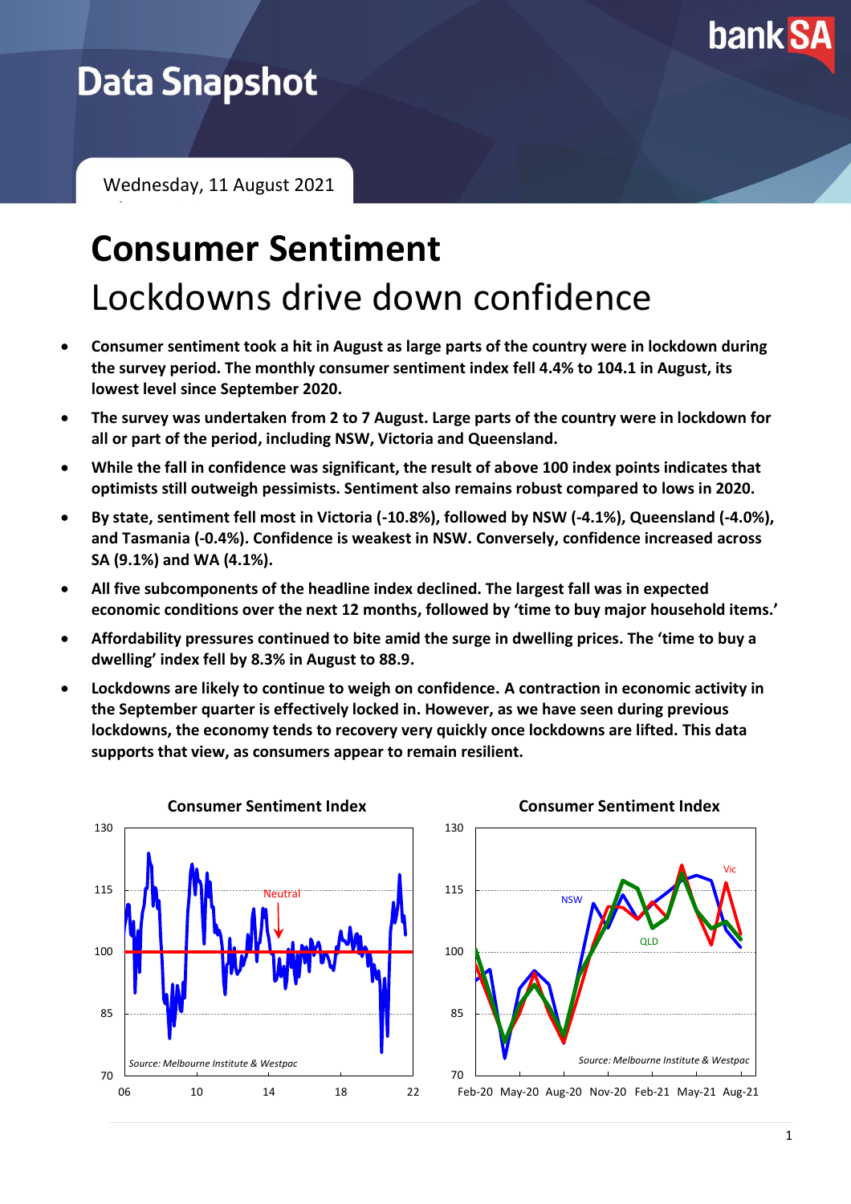# Data Snapshot

Wednesday, 11 August 2021

# Consumer Sentiment

## Lockdowns drive down confidence

- **Consumer sentiment took a hit in August as large parts of the country were in lockdown during the survey period. The monthly consumer sentiment index fell 4.4% to 104.1 in August, its lowest level since September 2020.**
- **The survey was undertaken from 2 to 7 August. Large parts of the country were in lockdown for all or part of the period, including NSW, Victoria and Queensland.**
- **While the fall in confidence was significant, the result of above 100 index points indicates that optimists still outweigh pessimists. Sentiment also remains robust compared to lows in 2020.**
- **By state, sentiment fell most in Victoria (-10.8%), followed by NSW (-4.1%), Queensland (-4.0%), and Tasmania (-0.4%). Confidence is weakest in NSW. Conversely, confidence increased across SA (9.1%) and WA (4.1%).**
- **All five subcomponents of the headline index declined. The largest fall was in expected economic conditions over the next 12 months, followed by 'time to buy major household items.'**
- **Affordability pressures continued to bite amid the surge in dwelling prices. The 'time to buy a dwelling' index fell by 8.3% in August to 88.9.**
- **Lockdowns are likely to continue to weigh on confidence. A contraction in economic activity in the September quarter is effectively locked in. However, as we have seen during previous lockdowns, the economy tends to recovery very quickly once lockdowns are lifted. This data supports that view, as consumers appear to remain resilient.**

**Consumer Sentiment Index**

*Source: Melbourne Institute & Westpac*

**Consumer Sentiment Index**

*Source: Melbourne Institute & Westpac*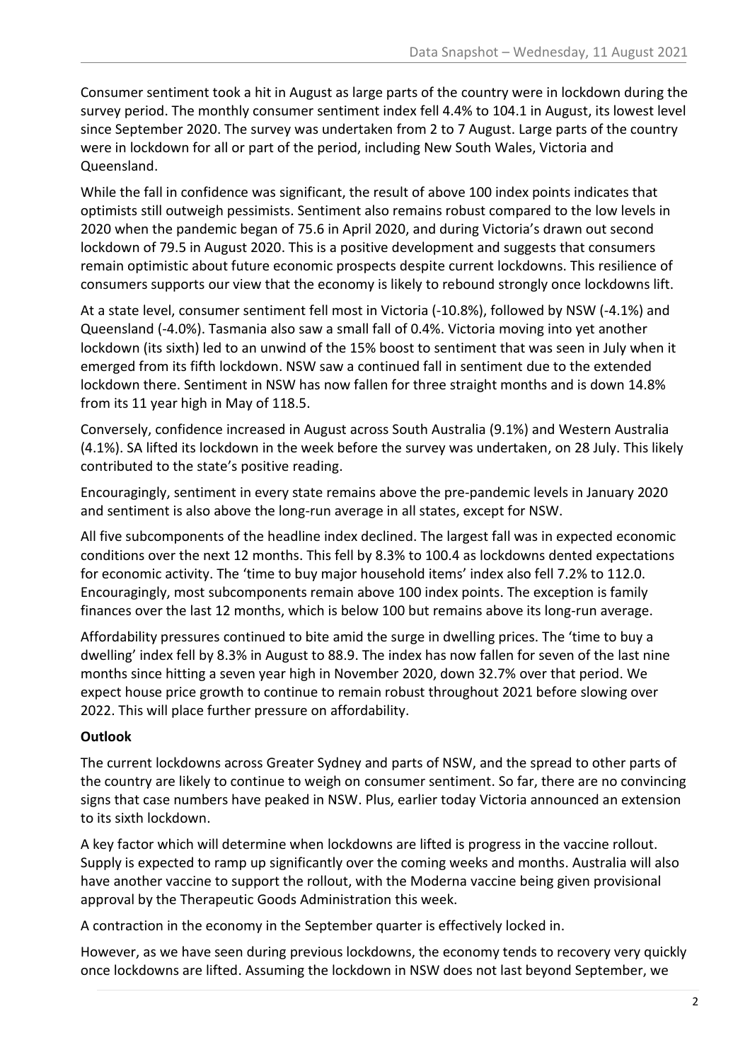Consumer sentiment took a hit in August as large parts of the country were in lockdown during the survey period. The monthly consumer sentiment index fell 4.4% to 104.1 in August, its lowest level since September 2020. The survey was undertaken from 2 to 7 August. Large parts of the country were in lockdown for all or part of the period, including New South Wales, Victoria and Queensland.

While the fall in confidence was significant, the result of above 100 index points indicates that optimists still outweigh pessimists. Sentiment also remains robust compared to the low levels in 2020 when the pandemic began of 75.6 in April 2020, and during Victoria's drawn out second lockdown of 79.5 in August 2020. This is a positive development and suggests that consumers remain optimistic about future economic prospects despite current lockdowns. This resilience of consumers supports our view that the economy is likely to rebound strongly once lockdowns lift.

At a state level, consumer sentiment fell most in Victoria (-10.8%), followed by NSW (-4.1%) and Queensland (-4.0%). Tasmania also saw a small fall of 0.4%. Victoria moving into yet another lockdown (its sixth) led to an unwind of the 15% boost to sentiment that was seen in July when it emerged from its fifth lockdown. NSW saw a continued fall in sentiment due to the extended lockdown there. Sentiment in NSW has now fallen for three straight months and is down 14.8% from its 11 year high in May of 118.5.

Conversely, confidence increased in August across South Australia (9.1%) and Western Australia (4.1%). SA lifted its lockdown in the week before the survey was undertaken, on 28 July. This likely contributed to the state's positive reading.

Encouragingly, sentiment in every state remains above the pre-pandemic levels in January 2020 and sentiment is also above the long-run average in all states, except for NSW.

All five subcomponents of the headline index declined. The largest fall was in expected economic conditions over the next 12 months. This fell by 8.3% to 100.4 as lockdowns dented expectations for economic activity. The 'time to buy major household items' index also fell 7.2% to 112.0. Encouragingly, most subcomponents remain above 100 index points. The exception is family finances over the last 12 months, which is below 100 but remains above its long-run average.

Affordability pressures continued to bite amid the surge in dwelling prices. The 'time to buy a dwelling' index fell by 8.3% in August to 88.9. The index has now fallen for seven of the last nine months since hitting a seven year high in November 2020, down 32.7% over that period. We expect house price growth to continue to remain robust throughout 2021 before slowing over 2022. This will place further pressure on affordability.

**Outlook**

The current lockdowns across Greater Sydney and parts of NSW, and the spread to other parts of the country are likely to continue to weigh on consumer sentiment. So far, there are no convincing signs that case numbers have peaked in NSW. Plus, earlier today Victoria announced an extension to its sixth lockdown.

A key factor which will determine when lockdowns are lifted is progress in the vaccine rollout. Supply is expected to ramp up significantly over the coming weeks and months. Australia will also have another vaccine to support the rollout, with the Moderna vaccine being given provisional approval by the Therapeutic Goods Administration this week.

A contraction in the economy in the September quarter is effectively locked in.

However, as we have seen during previous lockdowns, the economy tends to recovery very quickly once lockdowns are lifted. Assuming the lockdown in NSW does not last beyond September, we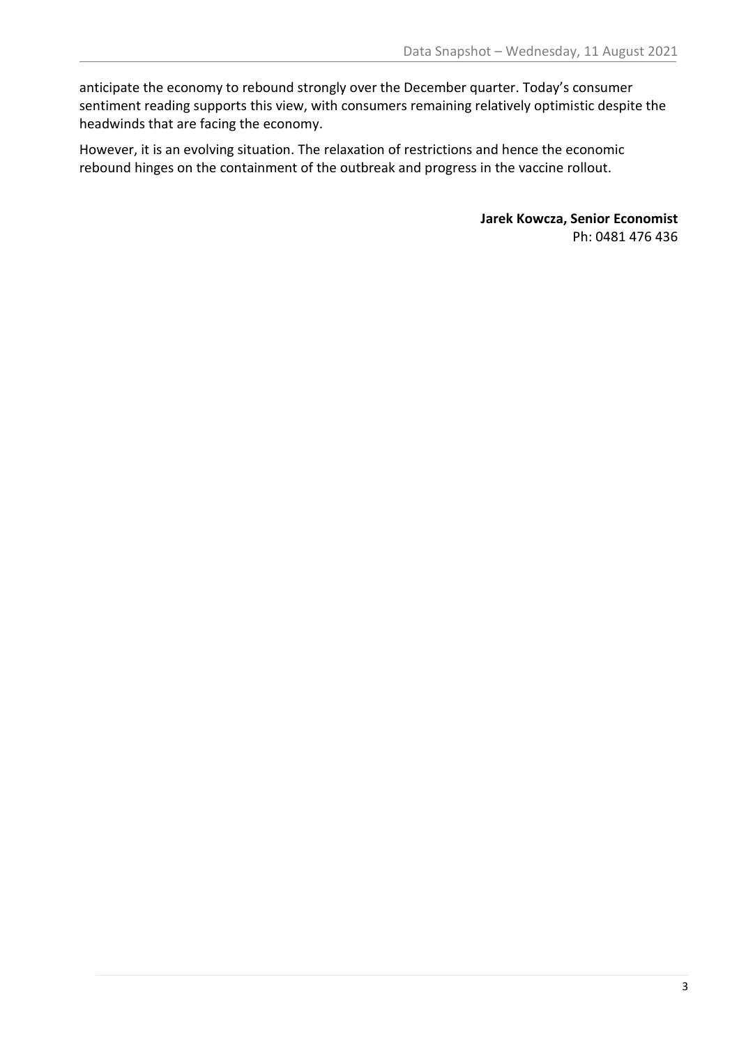anticipate the economy to rebound strongly over the December quarter. Today's consumer sentiment reading supports this view, with consumers remaining relatively optimistic despite the headwinds that are facing the economy.

However, it is an evolving situation. The relaxation of restrictions and hence the economic rebound hinges on the containment of the outbreak and progress in the vaccine rollout.

**Jarek Kowcza, Senior Economist**
Ph: 0481 476 436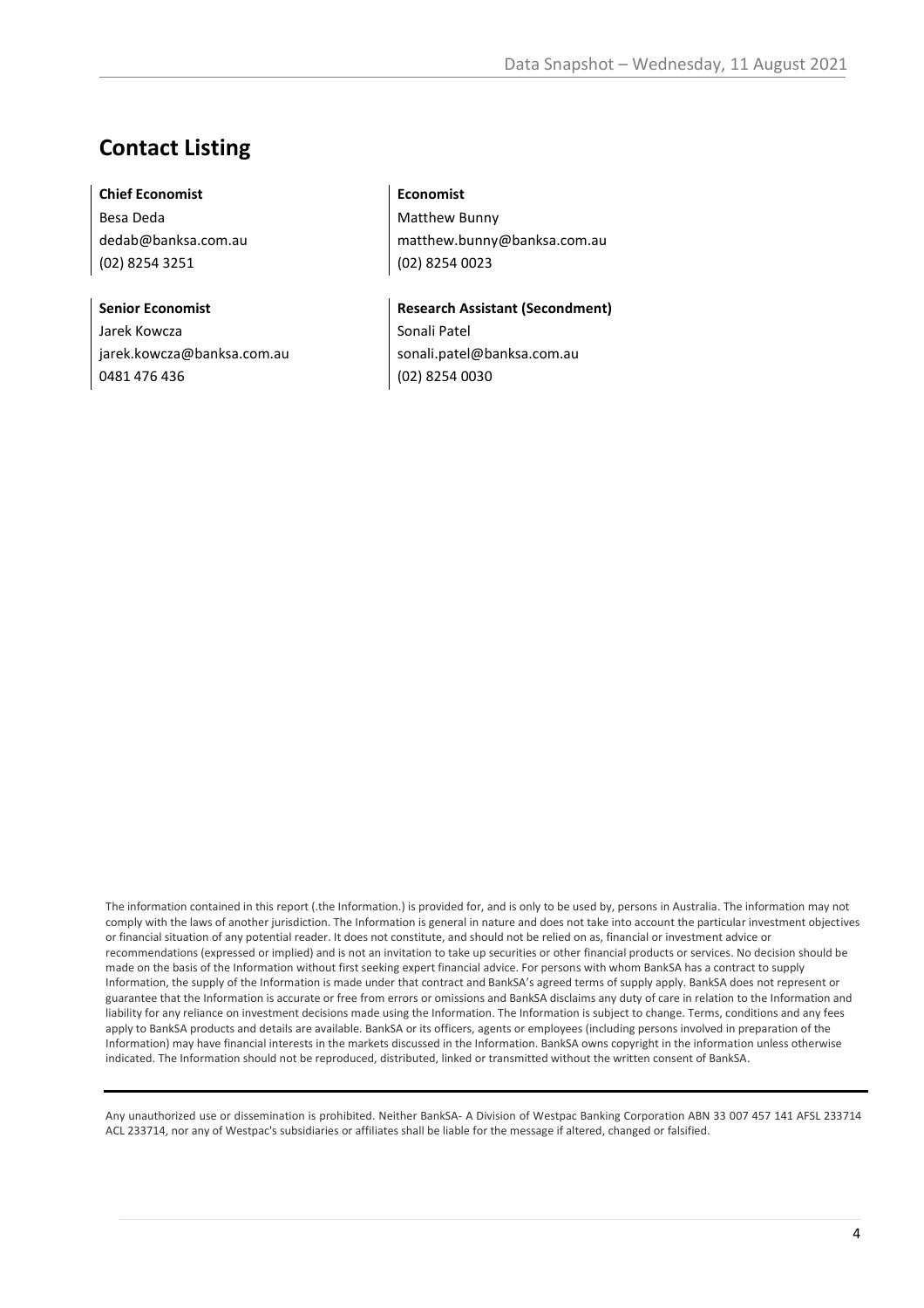## Contact Listing

**Chief Economist**
Besa Deda
dedab@banksa.com.au
(02) 8254 3251

**Economist**
Matthew Bunny
matthew.bunny@banksa.com.au
(02) 8254 0023

**Senior Economist**
Jarek Kowcza
jarek.kowcza@banksa.com.au
0481 476 436

**Research Assistant (Secondment)**
Sonali Patel
sonali.patel@banksa.com.au
(02) 8254 0030

The information contained in this report (.the Information.) is provided for, and is only to be used by, persons in Australia. The information may not comply with the laws of another jurisdiction. The Information is general in nature and does not take into account the particular investment objectives or financial situation of any potential reader. It does not constitute, and should not be relied on as, financial or investment advice or recommendations (expressed or implied) and is not an invitation to take up securities or other financial products or services. No decision should be made on the basis of the Information without first seeking expert financial advice. For persons with whom BankSA has a contract to supply Information, the supply of the Information is made under that contract and BankSA's agreed terms of supply apply. BankSA does not represent or guarantee that the Information is accurate or free from errors or omissions and BankSA disclaims any duty of care in relation to the Information and liability for any reliance on investment decisions made using the Information. The Information is subject to change. Terms, conditions and any fees apply to BankSA products and details are available. BankSA or its officers, agents or employees (including persons involved in preparation of the Information) may have financial interests in the markets discussed in the Information. BankSA owns copyright in the information unless otherwise indicated. The Information should not be reproduced, distributed, linked or transmitted without the written consent of BankSA.

Any unauthorized use or dissemination is prohibited. Neither BankSA- A Division of Westpac Banking Corporation ABN 33 007 457 141 AFSL 233714 ACL 233714, nor any of Westpac's subsidiaries or affiliates shall be liable for the message if altered, changed or falsified.